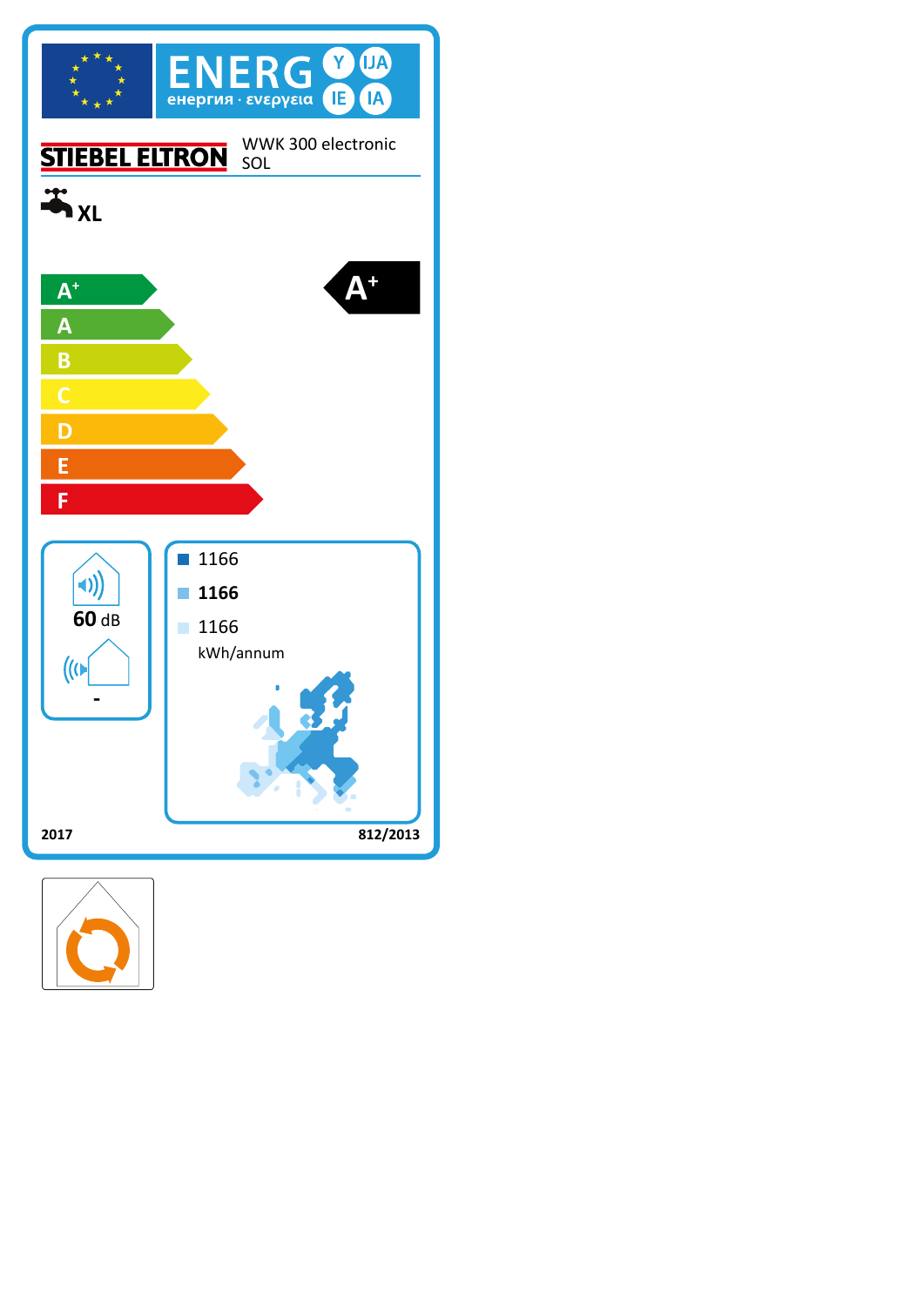ENERG Y IJA IE IA

енергия · ενεργεια

STIEBEL ELTRON

WWK 300 electronic SOL

XL

- A+
- A
- B
- C
- D
- E
- F

**A+**

60 dB

-

1166

**1166**

1166

kWh/annum

2017

812/2013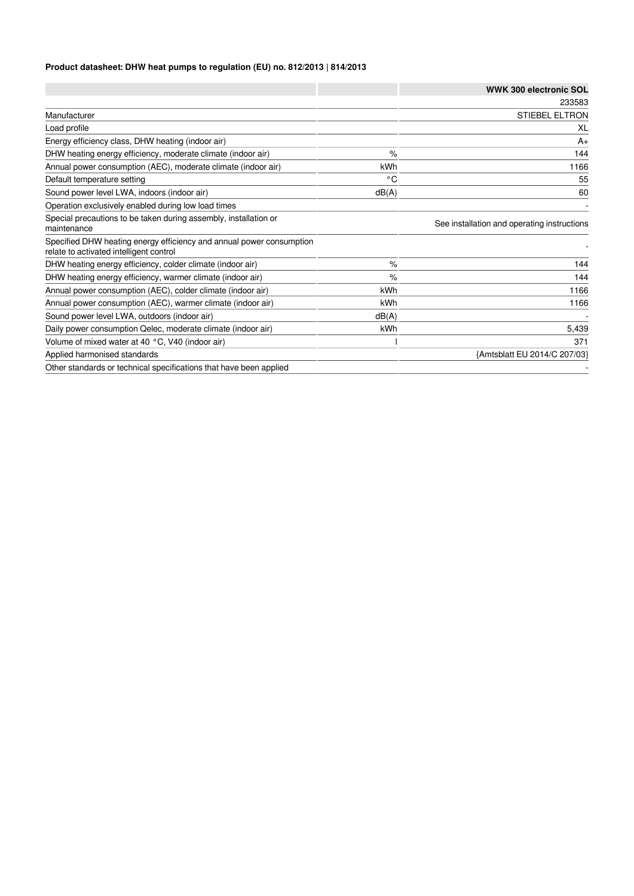**Product datasheet: DHW heat pumps to regulation (EU) no. 812/2013 | 814/2013**

| | | WWK 300 electronic SOL |
|---|---|---|
| | | 233583 |
| Manufacturer | | STIEBEL ELTRON |
| Load profile | | XL |
| Energy efficiency class, DHW heating (indoor air) | | A+ |
| DHW heating energy efficiency, moderate climate (indoor air) | % | 144 |
| Annual power consumption (AEC), moderate climate (indoor air) | kWh | 1166 |
| Default temperature setting | °C | 55 |
| Sound power level LWA, indoors (indoor air) | dB(A) | 60 |
| Operation exclusively enabled during low load times | | - |
| Special precautions to be taken during assembly, installation or maintenance | | See installation and operating instructions |
| Specified DHW heating energy efficiency and annual power consumption relate to activated intelligent control | | - |
| DHW heating energy efficiency, colder climate (indoor air) | % | 144 |
| DHW heating energy efficiency, warmer climate (indoor air) | % | 144 |
| Annual power consumption (AEC), colder climate (indoor air) | kWh | 1166 |
| Annual power consumption (AEC), warmer climate (indoor air) | kWh | 1166 |
| Sound power level LWA, outdoors (indoor air) | dB(A) | - |
| Daily power consumption Qelec, moderate climate (indoor air) | kWh | 5,439 |
| Volume of mixed water at 40 °C, V40 (indoor air) | l | 371 |
| Applied harmonised standards | | {Amtsblatt EU 2014/C 207/03} |
| Other standards or technical specifications that have been applied | | - |